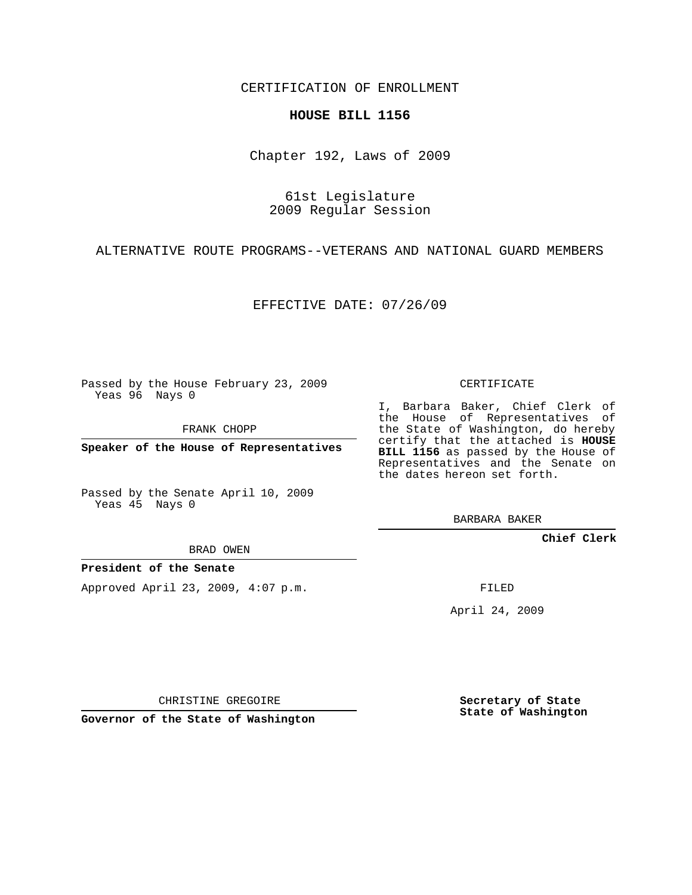CERTIFICATION OF ENROLLMENT

**HOUSE BILL 1156**

Chapter 192, Laws of 2009

61st Legislature
2009 Regular Session

ALTERNATIVE ROUTE PROGRAMS--VETERANS AND NATIONAL GUARD MEMBERS

EFFECTIVE DATE: 07/26/09

Passed by the House February 23, 2009
Yeas 96 Nays 0

FRANK CHOPP

**Speaker of the House of Representatives**

Passed by the Senate April 10, 2009
Yeas 45 Nays 0

BRAD OWEN

**President of the Senate**

Approved April 23, 2009, 4:07 p.m.

CHRISTINE GREGOIRE

**Governor of the State of Washington**

CERTIFICATE

I, Barbara Baker, Chief Clerk of the House of Representatives of the State of Washington, do hereby certify that the attached is **HOUSE BILL 1156** as passed by the House of Representatives and the Senate on the dates hereon set forth.

BARBARA BAKER

**Chief Clerk**

FILED

April 24, 2009

**Secretary of State**
**State of Washington**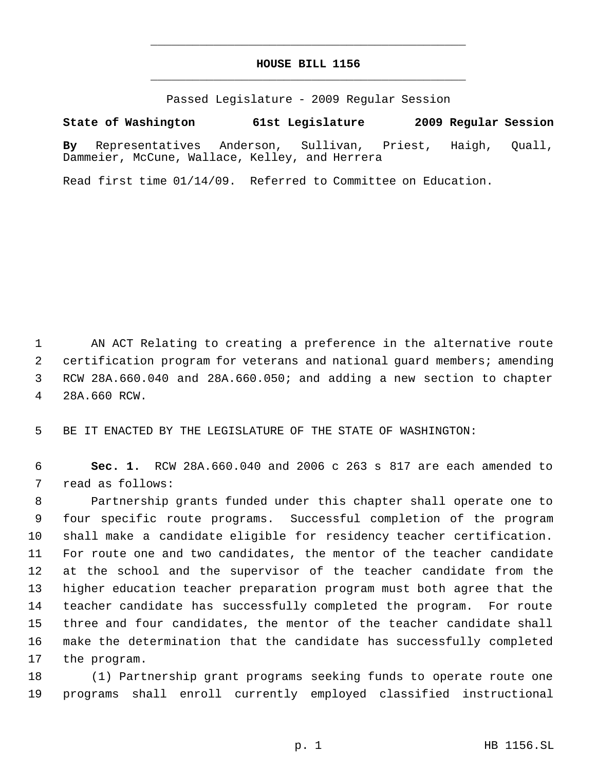# HOUSE BILL 1156

Passed Legislature - 2009 Regular Session

**State of Washington 61st Legislature 2009 Regular Session**

**By** Representatives Anderson, Sullivan, Priest, Haigh, Quall, Dammeier, McCune, Wallace, Kelley, and Herrera

Read first time 01/14/09. Referred to Committee on Education.

AN ACT Relating to creating a preference in the alternative route certification program for veterans and national guard members; amending RCW 28A.660.040 and 28A.660.050; and adding a new section to chapter 28A.660 RCW.

BE IT ENACTED BY THE LEGISLATURE OF THE STATE OF WASHINGTON:

**Sec. 1.** RCW 28A.660.040 and 2006 c 263 s 817 are each amended to read as follows:

Partnership grants funded under this chapter shall operate one to four specific route programs. Successful completion of the program shall make a candidate eligible for residency teacher certification. For route one and two candidates, the mentor of the teacher candidate at the school and the supervisor of the teacher candidate from the higher education teacher preparation program must both agree that the teacher candidate has successfully completed the program. For route three and four candidates, the mentor of the teacher candidate shall make the determination that the candidate has successfully completed the program.

(1) Partnership grant programs seeking funds to operate route one programs shall enroll currently employed classified instructional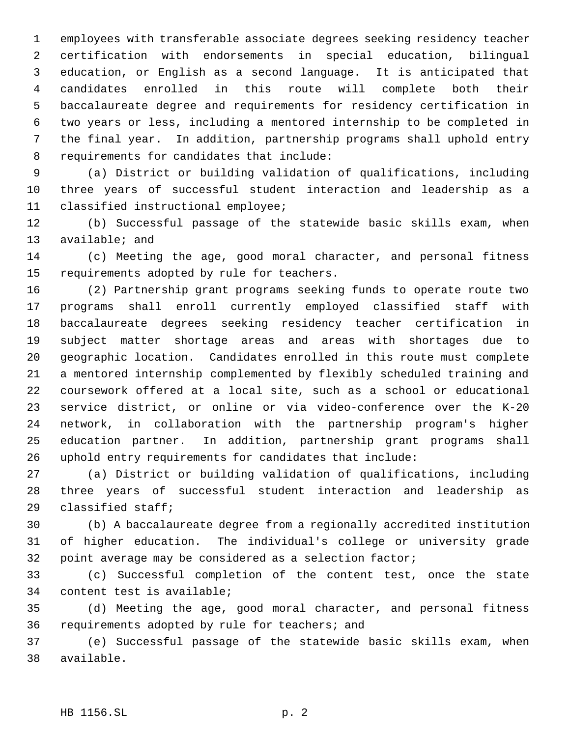employees with transferable associate degrees seeking residency teacher certification with endorsements in special education, bilingual education, or English as a second language. It is anticipated that candidates enrolled in this route will complete both their baccalaureate degree and requirements for residency certification in two years or less, including a mentored internship to be completed in the final year. In addition, partnership programs shall uphold entry requirements for candidates that include:

(a) District or building validation of qualifications, including three years of successful student interaction and leadership as a classified instructional employee;

(b) Successful passage of the statewide basic skills exam, when available; and

(c) Meeting the age, good moral character, and personal fitness requirements adopted by rule for teachers.

(2) Partnership grant programs seeking funds to operate route two programs shall enroll currently employed classified staff with baccalaureate degrees seeking residency teacher certification in subject matter shortage areas and areas with shortages due to geographic location. Candidates enrolled in this route must complete a mentored internship complemented by flexibly scheduled training and coursework offered at a local site, such as a school or educational service district, or online or via video-conference over the K-20 network, in collaboration with the partnership program's higher education partner. In addition, partnership grant programs shall uphold entry requirements for candidates that include:

(a) District or building validation of qualifications, including three years of successful student interaction and leadership as classified staff;

(b) A baccalaureate degree from a regionally accredited institution of higher education. The individual's college or university grade point average may be considered as a selection factor;

(c) Successful completion of the content test, once the state content test is available;

(d) Meeting the age, good moral character, and personal fitness requirements adopted by rule for teachers; and

(e) Successful passage of the statewide basic skills exam, when available.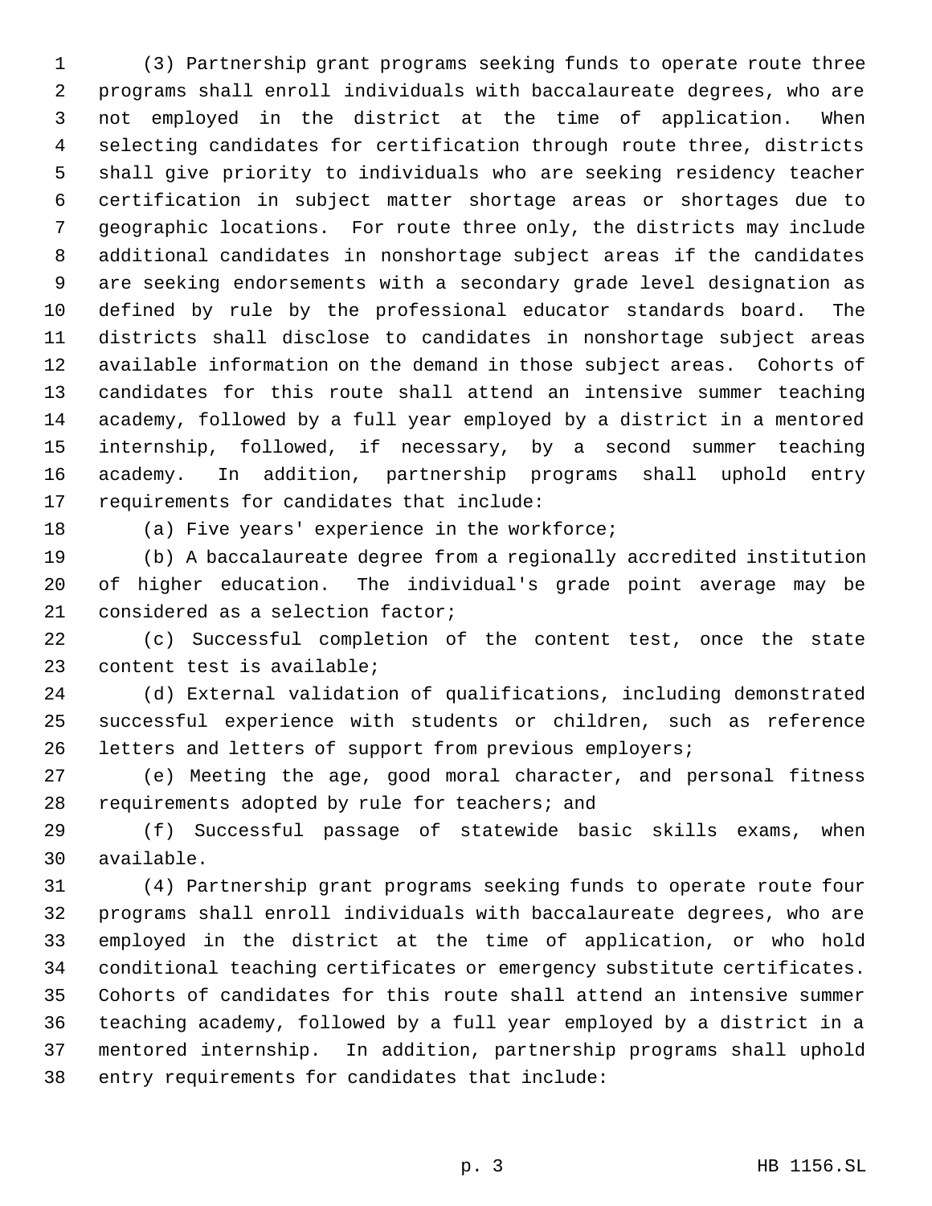(3) Partnership grant programs seeking funds to operate route three programs shall enroll individuals with baccalaureate degrees, who are not employed in the district at the time of application. When selecting candidates for certification through route three, districts shall give priority to individuals who are seeking residency teacher certification in subject matter shortage areas or shortages due to geographic locations. For route three only, the districts may include additional candidates in nonshortage subject areas if the candidates are seeking endorsements with a secondary grade level designation as defined by rule by the professional educator standards board. The districts shall disclose to candidates in nonshortage subject areas available information on the demand in those subject areas. Cohorts of candidates for this route shall attend an intensive summer teaching academy, followed by a full year employed by a district in a mentored internship, followed, if necessary, by a second summer teaching academy. In addition, partnership programs shall uphold entry requirements for candidates that include:

(a) Five years' experience in the workforce;

(b) A baccalaureate degree from a regionally accredited institution of higher education. The individual's grade point average may be considered as a selection factor;

(c) Successful completion of the content test, once the state content test is available;

(d) External validation of qualifications, including demonstrated successful experience with students or children, such as reference letters and letters of support from previous employers;

(e) Meeting the age, good moral character, and personal fitness requirements adopted by rule for teachers; and

(f) Successful passage of statewide basic skills exams, when available.

(4) Partnership grant programs seeking funds to operate route four programs shall enroll individuals with baccalaureate degrees, who are employed in the district at the time of application, or who hold conditional teaching certificates or emergency substitute certificates. Cohorts of candidates for this route shall attend an intensive summer teaching academy, followed by a full year employed by a district in a mentored internship. In addition, partnership programs shall uphold entry requirements for candidates that include: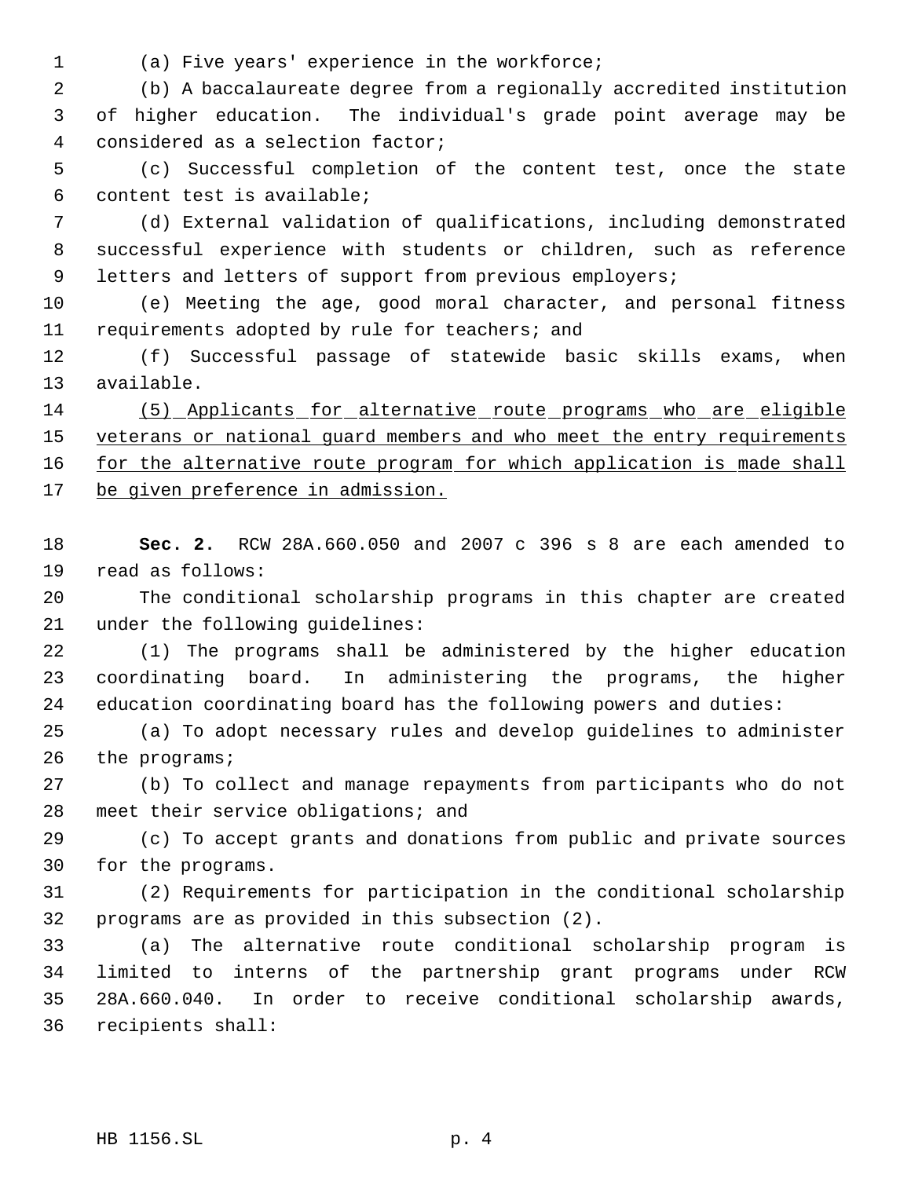(a) Five years' experience in the workforce;

(b) A baccalaureate degree from a regionally accredited institution of higher education. The individual's grade point average may be considered as a selection factor;

(c) Successful completion of the content test, once the state content test is available;

(d) External validation of qualifications, including demonstrated successful experience with students or children, such as reference letters and letters of support from previous employers;

(e) Meeting the age, good moral character, and personal fitness requirements adopted by rule for teachers; and

(f) Successful passage of statewide basic skills exams, when available.

<u>(5) Applicants for alternative route programs who are eligible veterans or national guard members and who meet the entry requirements for the alternative route program for which application is made shall be given preference in admission.</u>

**Sec. 2.** RCW 28A.660.050 and 2007 c 396 s 8 are each amended to read as follows:

The conditional scholarship programs in this chapter are created under the following guidelines:

(1) The programs shall be administered by the higher education coordinating board. In administering the programs, the higher education coordinating board has the following powers and duties:

(a) To adopt necessary rules and develop guidelines to administer the programs;

(b) To collect and manage repayments from participants who do not meet their service obligations; and

(c) To accept grants and donations from public and private sources for the programs.

(2) Requirements for participation in the conditional scholarship programs are as provided in this subsection (2).

(a) The alternative route conditional scholarship program is limited to interns of the partnership grant programs under RCW 28A.660.040. In order to receive conditional scholarship awards, recipients shall: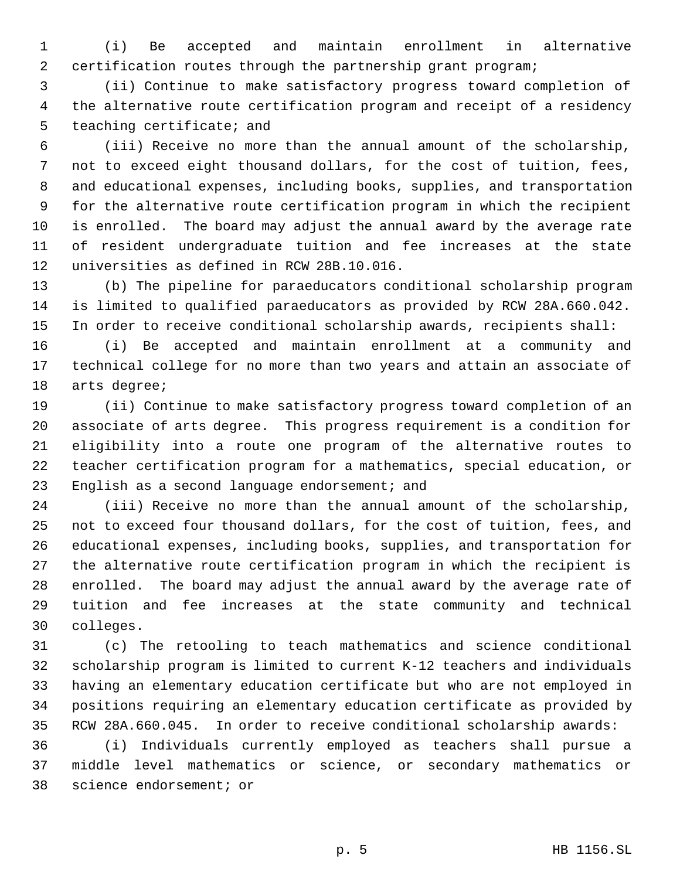(i) Be accepted and maintain enrollment in alternative certification routes through the partnership grant program;

(ii) Continue to make satisfactory progress toward completion of the alternative route certification program and receipt of a residency teaching certificate; and

(iii) Receive no more than the annual amount of the scholarship, not to exceed eight thousand dollars, for the cost of tuition, fees, and educational expenses, including books, supplies, and transportation for the alternative route certification program in which the recipient is enrolled. The board may adjust the annual award by the average rate of resident undergraduate tuition and fee increases at the state universities as defined in RCW 28B.10.016.

(b) The pipeline for paraeducators conditional scholarship program is limited to qualified paraeducators as provided by RCW 28A.660.042. In order to receive conditional scholarship awards, recipients shall:

(i) Be accepted and maintain enrollment at a community and technical college for no more than two years and attain an associate of arts degree;

(ii) Continue to make satisfactory progress toward completion of an associate of arts degree. This progress requirement is a condition for eligibility into a route one program of the alternative routes to teacher certification program for a mathematics, special education, or English as a second language endorsement; and

(iii) Receive no more than the annual amount of the scholarship, not to exceed four thousand dollars, for the cost of tuition, fees, and educational expenses, including books, supplies, and transportation for the alternative route certification program in which the recipient is enrolled. The board may adjust the annual award by the average rate of tuition and fee increases at the state community and technical colleges.

(c) The retooling to teach mathematics and science conditional scholarship program is limited to current K-12 teachers and individuals having an elementary education certificate but who are not employed in positions requiring an elementary education certificate as provided by RCW 28A.660.045. In order to receive conditional scholarship awards:

(i) Individuals currently employed as teachers shall pursue a middle level mathematics or science, or secondary mathematics or science endorsement; or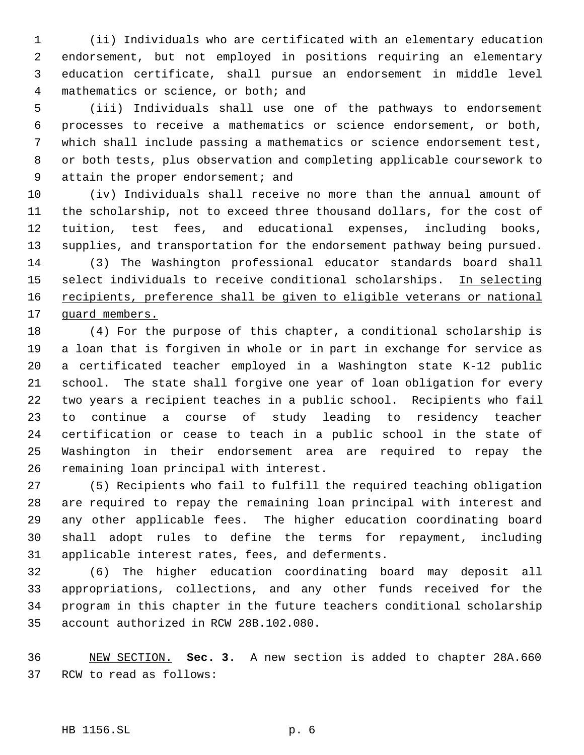(ii) Individuals who are certificated with an elementary education endorsement, but not employed in positions requiring an elementary education certificate, shall pursue an endorsement in middle level mathematics or science, or both; and

(iii) Individuals shall use one of the pathways to endorsement processes to receive a mathematics or science endorsement, or both, which shall include passing a mathematics or science endorsement test, or both tests, plus observation and completing applicable coursework to attain the proper endorsement; and

(iv) Individuals shall receive no more than the annual amount of the scholarship, not to exceed three thousand dollars, for the cost of tuition, test fees, and educational expenses, including books, supplies, and transportation for the endorsement pathway being pursued.

(3) The Washington professional educator standards board shall select individuals to receive conditional scholarships. <u>In selecting recipients, preference shall be given to eligible veterans or national guard members.</u>

(4) For the purpose of this chapter, a conditional scholarship is a loan that is forgiven in whole or in part in exchange for service as a certificated teacher employed in a Washington state K-12 public school. The state shall forgive one year of loan obligation for every two years a recipient teaches in a public school. Recipients who fail to continue a course of study leading to residency teacher certification or cease to teach in a public school in the state of Washington in their endorsement area are required to repay the remaining loan principal with interest.

(5) Recipients who fail to fulfill the required teaching obligation are required to repay the remaining loan principal with interest and any other applicable fees. The higher education coordinating board shall adopt rules to define the terms for repayment, including applicable interest rates, fees, and deferments.

(6) The higher education coordinating board may deposit all appropriations, collections, and any other funds received for the program in this chapter in the future teachers conditional scholarship account authorized in RCW 28B.102.080.

<u>NEW SECTION.</u> **Sec. 3.** A new section is added to chapter 28A.660 RCW to read as follows: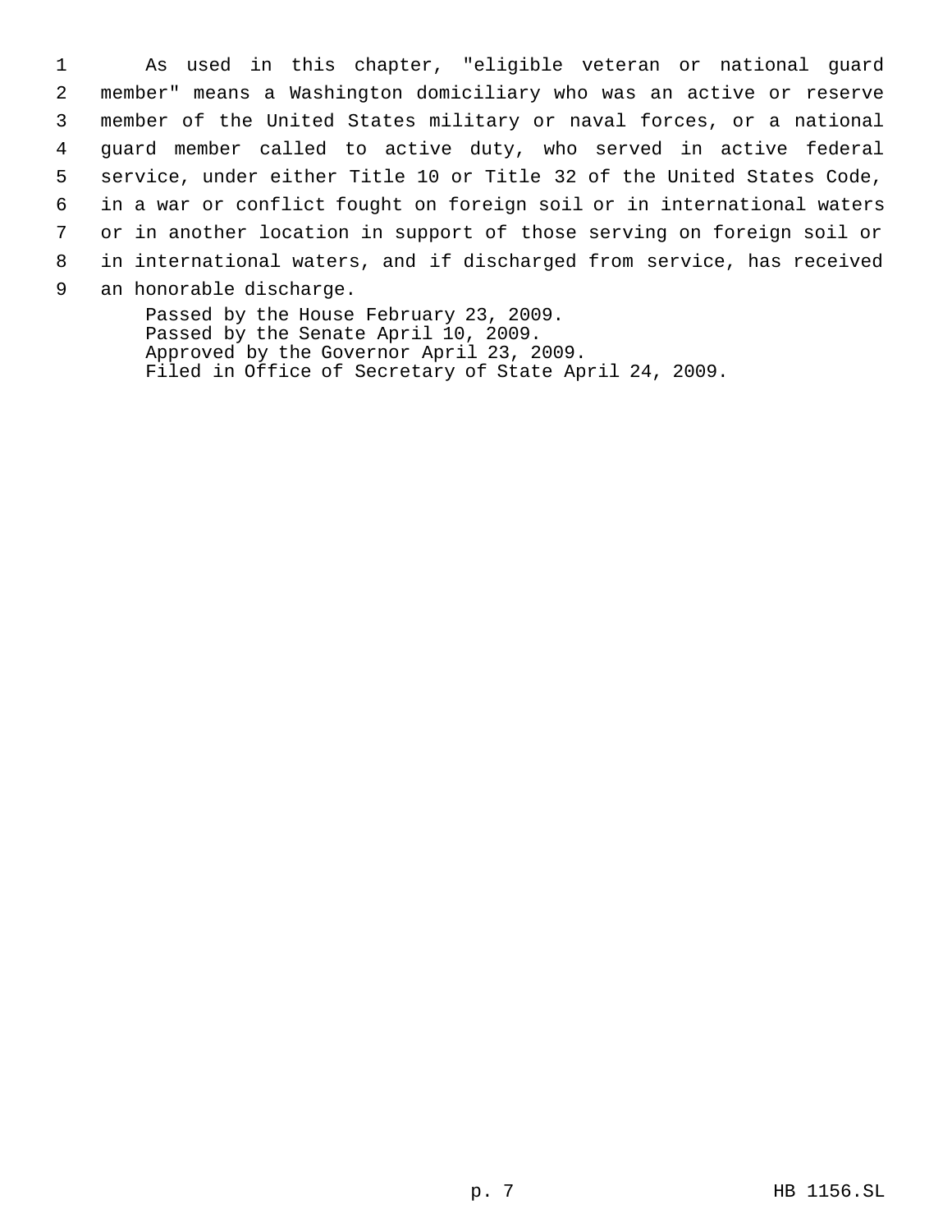As used in this chapter, "eligible veteran or national guard member" means a Washington domiciliary who was an active or reserve member of the United States military or naval forces, or a national guard member called to active duty, who served in active federal service, under either Title 10 or Title 32 of the United States Code, in a war or conflict fought on foreign soil or in international waters or in another location in support of those serving on foreign soil or in international waters, and if discharged from service, has received an honorable discharge.

Passed by the House February 23, 2009.
Passed by the Senate April 10, 2009.
Approved by the Governor April 23, 2009.
Filed in Office of Secretary of State April 24, 2009.